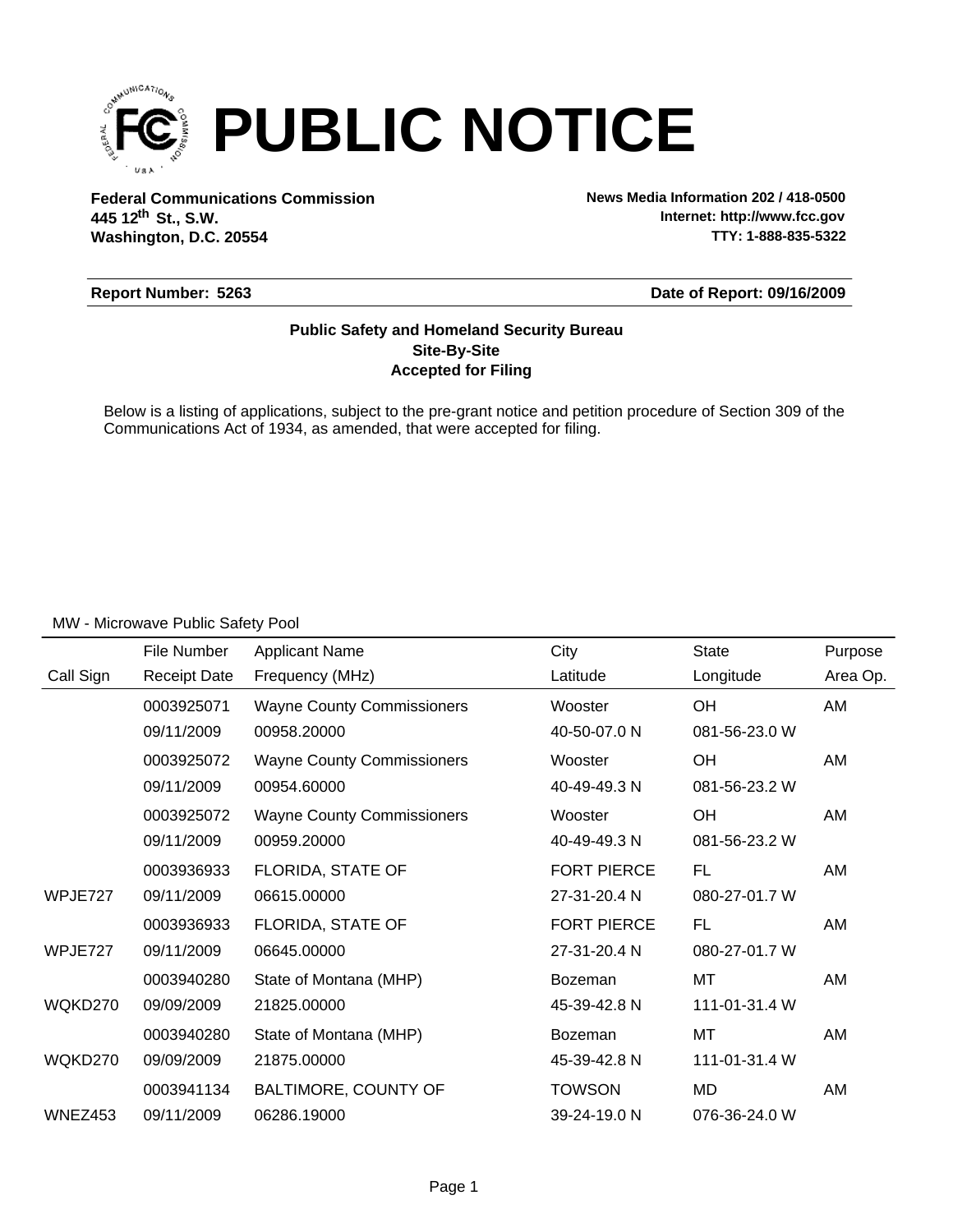# PUBLIC NOTICE

**Federal Communications Commission**
**445 12th St., S.W.**
**Washington, D.C. 20554**

**News Media Information 202 / 418-0500**
**Internet: http://www.fcc.gov**
**TTY: 1-888-835-5322**

**Report Number: 5263** **Date of Report: 09/16/2009**

**Public Safety and Homeland Security Bureau**
**Site-By-Site**
**Accepted for Filing**

Below is a listing of applications, subject to the pre-grant notice and petition procedure of Section 309 of the Communications Act of 1934, as amended, that were accepted for filing.

MW - Microwave Public Safety Pool

| Call Sign | File Number<br>Receipt Date | Applicant Name<br>Frequency (MHz) | City<br>Latitude | State<br>Longitude | Purpose<br>Area Op. |
|---|---|---|---|---|---|
| | 0003925071<br>09/11/2009 | Wayne County Commissioners<br>00958.20000 | Wooster<br>40-50-07.0 N | OH<br>081-56-23.0 W | AM |
| | 0003925072<br>09/11/2009 | Wayne County Commissioners<br>00954.60000 | Wooster<br>40-49-49.3 N | OH<br>081-56-23.2 W | AM |
| | 0003925072<br>09/11/2009 | Wayne County Commissioners<br>00959.20000 | Wooster<br>40-49-49.3 N | OH<br>081-56-23.2 W | AM |
| WPJE727 | 0003936933<br>09/11/2009 | FLORIDA, STATE OF<br>06615.00000 | FORT PIERCE<br>27-31-20.4 N | FL<br>080-27-01.7 W | AM |
| WPJE727 | 0003936933<br>09/11/2009 | FLORIDA, STATE OF<br>06645.00000 | FORT PIERCE<br>27-31-20.4 N | FL<br>080-27-01.7 W | AM |
| WQKD270 | 0003940280<br>09/09/2009 | State of Montana (MHP)<br>21825.00000 | Bozeman<br>45-39-42.8 N | MT<br>111-01-31.4 W | AM |
| WQKD270 | 0003940280<br>09/09/2009 | State of Montana (MHP)<br>21875.00000 | Bozeman<br>45-39-42.8 N | MT<br>111-01-31.4 W | AM |
| WNEZ453 | 0003941134<br>09/11/2009 | BALTIMORE, COUNTY OF<br>06286.19000 | TOWSON<br>39-24-19.0 N | MD<br>076-36-24.0 W | AM |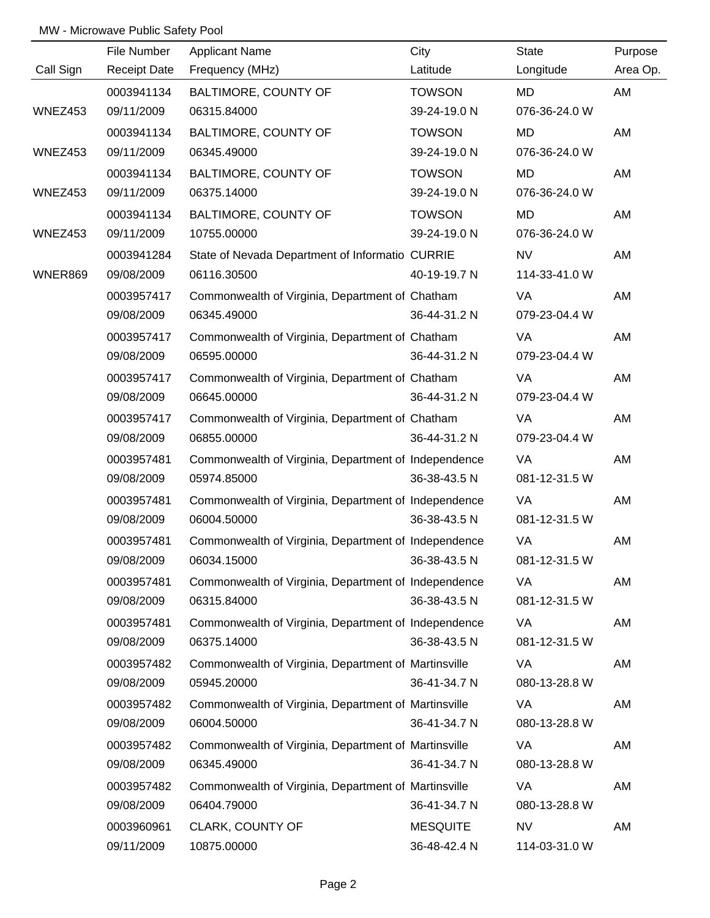MW - Microwave Public Safety Pool

| Call Sign | File Number / Receipt Date | Applicant Name / Frequency (MHz) | City / Latitude | State / Longitude | Purpose / Area Op. |
|---|---|---|---|---|---|
| WNEZ453 | 0003941134<br>09/11/2009 | BALTIMORE, COUNTY OF<br>06315.84000 | TOWSON<br>39-24-19.0 N | MD<br>076-36-24.0 W | AM |
| WNEZ453 | 0003941134<br>09/11/2009 | BALTIMORE, COUNTY OF<br>06345.49000 | TOWSON<br>39-24-19.0 N | MD<br>076-36-24.0 W | AM |
| WNEZ453 | 0003941134<br>09/11/2009 | BALTIMORE, COUNTY OF<br>06375.14000 | TOWSON<br>39-24-19.0 N | MD<br>076-36-24.0 W | AM |
| WNEZ453 | 0003941134<br>09/11/2009 | BALTIMORE, COUNTY OF<br>10755.00000 | TOWSON<br>39-24-19.0 N | MD<br>076-36-24.0 W | AM |
| WNER869 | 0003941284<br>09/08/2009 | State of Nevada Department of Informatio<br>06116.30500 | CURRIE<br>40-19-19.7 N | NV<br>114-33-41.0 W | AM |
| | 0003957417<br>09/08/2009 | Commonwealth of Virginia, Department of<br>06345.49000 | Chatham<br>36-44-31.2 N | VA<br>079-23-04.4 W | AM |
| | 0003957417<br>09/08/2009 | Commonwealth of Virginia, Department of<br>06595.00000 | Chatham<br>36-44-31.2 N | VA<br>079-23-04.4 W | AM |
| | 0003957417<br>09/08/2009 | Commonwealth of Virginia, Department of<br>06645.00000 | Chatham<br>36-44-31.2 N | VA<br>079-23-04.4 W | AM |
| | 0003957417<br>09/08/2009 | Commonwealth of Virginia, Department of<br>06855.00000 | Chatham<br>36-44-31.2 N | VA<br>079-23-04.4 W | AM |
| | 0003957481<br>09/08/2009 | Commonwealth of Virginia, Department of<br>05974.85000 | Independence<br>36-38-43.5 N | VA<br>081-12-31.5 W | AM |
| | 0003957481<br>09/08/2009 | Commonwealth of Virginia, Department of<br>06004.50000 | Independence<br>36-38-43.5 N | VA<br>081-12-31.5 W | AM |
| | 0003957481<br>09/08/2009 | Commonwealth of Virginia, Department of<br>06034.15000 | Independence<br>36-38-43.5 N | VA<br>081-12-31.5 W | AM |
| | 0003957481<br>09/08/2009 | Commonwealth of Virginia, Department of<br>06315.84000 | Independence<br>36-38-43.5 N | VA<br>081-12-31.5 W | AM |
| | 0003957481<br>09/08/2009 | Commonwealth of Virginia, Department of<br>06375.14000 | Independence<br>36-38-43.5 N | VA<br>081-12-31.5 W | AM |
| | 0003957482<br>09/08/2009 | Commonwealth of Virginia, Department of<br>05945.20000 | Martinsville<br>36-41-34.7 N | VA<br>080-13-28.8 W | AM |
| | 0003957482<br>09/08/2009 | Commonwealth of Virginia, Department of<br>06004.50000 | Martinsville<br>36-41-34.7 N | VA<br>080-13-28.8 W | AM |
| | 0003957482<br>09/08/2009 | Commonwealth of Virginia, Department of<br>06345.49000 | Martinsville<br>36-41-34.7 N | VA<br>080-13-28.8 W | AM |
| | 0003957482<br>09/08/2009 | Commonwealth of Virginia, Department of<br>06404.79000 | Martinsville<br>36-41-34.7 N | VA<br>080-13-28.8 W | AM |
| | 0003960961<br>09/11/2009 | CLARK, COUNTY OF<br>10875.00000 | MESQUITE<br>36-48-42.4 N | NV<br>114-03-31.0 W | AM |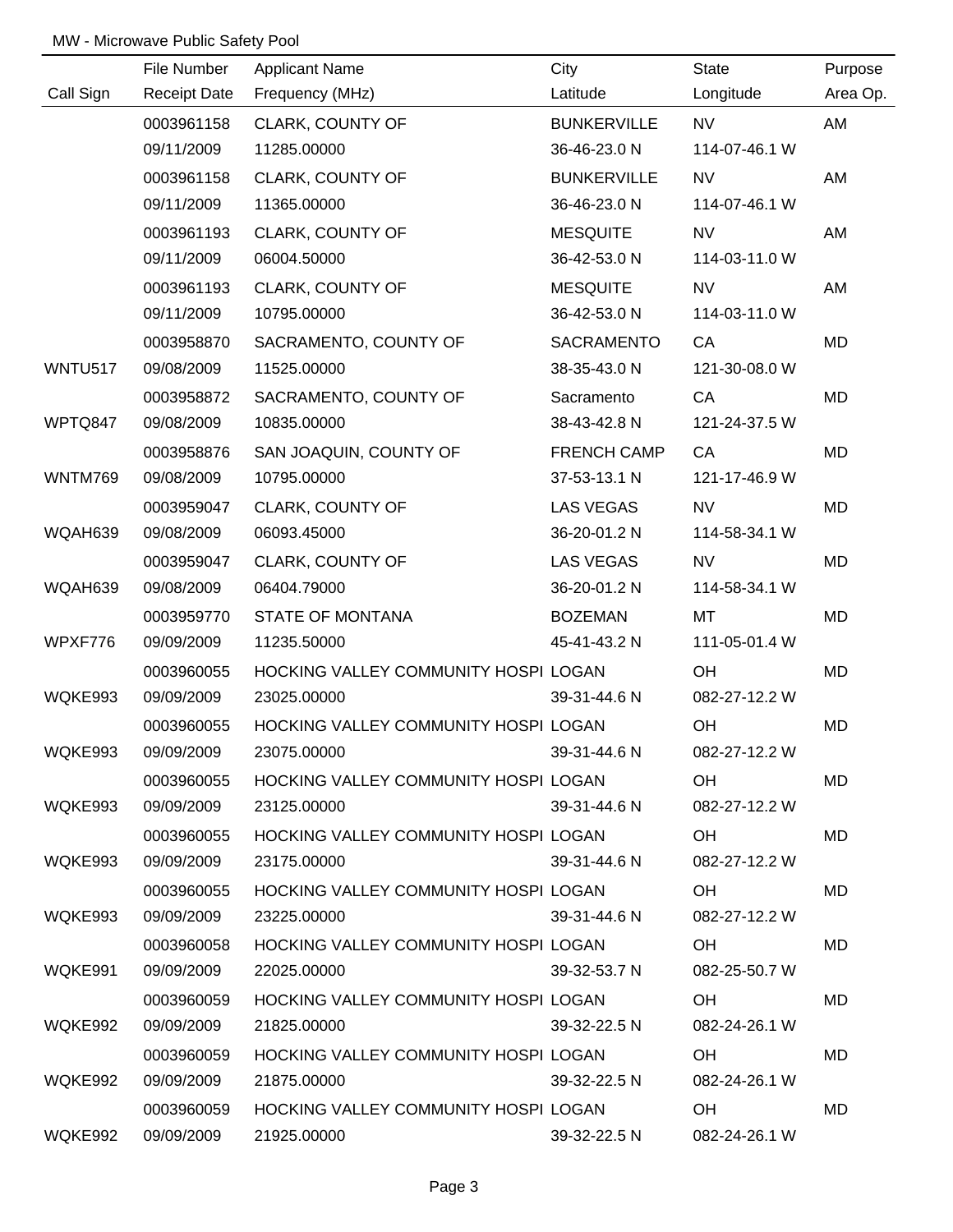MW - Microwave Public Safety Pool

| Call Sign | File Number<br>Receipt Date | Applicant Name<br>Frequency (MHz) | City<br>Latitude | State<br>Longitude | Purpose<br>Area Op. |
|---|---|---|---|---|---|
| | 0003961158<br>09/11/2009 | CLARK, COUNTY OF<br>11285.00000 | BUNKERVILLE<br>36-46-23.0 N | NV<br>114-07-46.1 W | AM |
| | 0003961158<br>09/11/2009 | CLARK, COUNTY OF<br>11365.00000 | BUNKERVILLE<br>36-46-23.0 N | NV<br>114-07-46.1 W | AM |
| | 0003961193<br>09/11/2009 | CLARK, COUNTY OF<br>06004.50000 | MESQUITE<br>36-42-53.0 N | NV<br>114-03-11.0 W | AM |
| | 0003961193<br>09/11/2009 | CLARK, COUNTY OF<br>10795.00000 | MESQUITE<br>36-42-53.0 N | NV<br>114-03-11.0 W | AM |
| WNTU517 | 0003958870<br>09/08/2009 | SACRAMENTO, COUNTY OF<br>11525.00000 | SACRAMENTO<br>38-35-43.0 N | CA<br>121-30-08.0 W | MD |
| WPTQ847 | 0003958872<br>09/08/2009 | SACRAMENTO, COUNTY OF<br>10835.00000 | Sacramento<br>38-43-42.8 N | CA<br>121-24-37.5 W | MD |
| WNTM769 | 0003958876<br>09/08/2009 | SAN JOAQUIN, COUNTY OF<br>10795.00000 | FRENCH CAMP<br>37-53-13.1 N | CA<br>121-17-46.9 W | MD |
| WQAH639 | 0003959047<br>09/08/2009 | CLARK, COUNTY OF<br>06093.45000 | LAS VEGAS<br>36-20-01.2 N | NV<br>114-58-34.1 W | MD |
| WQAH639 | 0003959047<br>09/08/2009 | CLARK, COUNTY OF<br>06404.79000 | LAS VEGAS<br>36-20-01.2 N | NV<br>114-58-34.1 W | MD |
| WPXF776 | 0003959770<br>09/09/2009 | STATE OF MONTANA<br>11235.50000 | BOZEMAN<br>45-41-43.2 N | MT<br>111-05-01.4 W | MD |
| WQKE993 | 0003960055<br>09/09/2009 | HOCKING VALLEY COMMUNITY HOSPI<br>23025.00000 | LOGAN<br>39-31-44.6 N | OH<br>082-27-12.2 W | MD |
| WQKE993 | 0003960055<br>09/09/2009 | HOCKING VALLEY COMMUNITY HOSPI<br>23075.00000 | LOGAN<br>39-31-44.6 N | OH<br>082-27-12.2 W | MD |
| WQKE993 | 0003960055<br>09/09/2009 | HOCKING VALLEY COMMUNITY HOSPI<br>23125.00000 | LOGAN<br>39-31-44.6 N | OH<br>082-27-12.2 W | MD |
| WQKE993 | 0003960055<br>09/09/2009 | HOCKING VALLEY COMMUNITY HOSPI<br>23175.00000 | LOGAN<br>39-31-44.6 N | OH<br>082-27-12.2 W | MD |
| WQKE993 | 0003960055<br>09/09/2009 | HOCKING VALLEY COMMUNITY HOSPI<br>23225.00000 | LOGAN<br>39-31-44.6 N | OH<br>082-27-12.2 W | MD |
| WQKE991 | 0003960058<br>09/09/2009 | HOCKING VALLEY COMMUNITY HOSPI<br>22025.00000 | LOGAN<br>39-32-53.7 N | OH<br>082-25-50.7 W | MD |
| WQKE992 | 0003960059<br>09/09/2009 | HOCKING VALLEY COMMUNITY HOSPI<br>21825.00000 | LOGAN<br>39-32-22.5 N | OH<br>082-24-26.1 W | MD |
| WQKE992 | 0003960059<br>09/09/2009 | HOCKING VALLEY COMMUNITY HOSPI<br>21875.00000 | LOGAN<br>39-32-22.5 N | OH<br>082-24-26.1 W | MD |
| WQKE992 | 0003960059<br>09/09/2009 | HOCKING VALLEY COMMUNITY HOSPI<br>21925.00000 | LOGAN<br>39-32-22.5 N | OH<br>082-24-26.1 W | MD |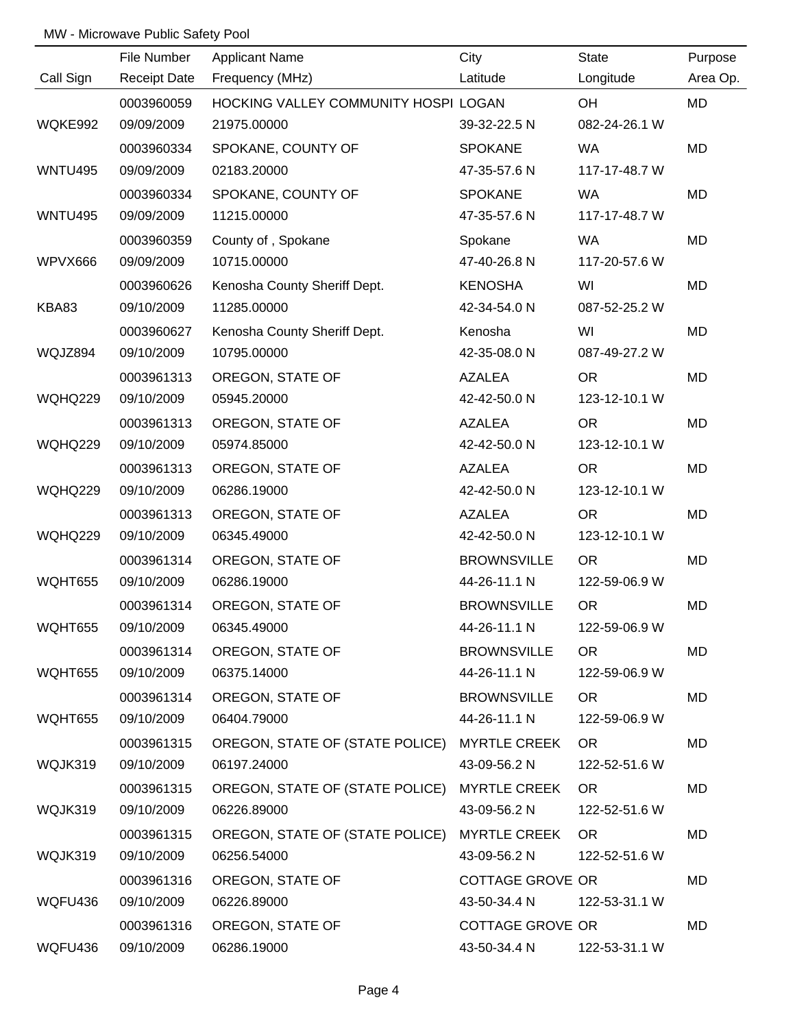MW - Microwave Public Safety Pool

| Call Sign | File Number<br>Receipt Date | Applicant Name<br>Frequency (MHz) | City<br>Latitude | State<br>Longitude | Purpose<br>Area Op. |
|---|---|---|---|---|---|
| WQKE992 | 0003960059<br>09/09/2009 | HOCKING VALLEY COMMUNITY HOSPI<br>21975.00000 | LOGAN<br>39-32-22.5 N | OH<br>082-24-26.1 W | MD |
| WNTU495 | 0003960334<br>09/09/2009 | SPOKANE, COUNTY OF<br>02183.20000 | SPOKANE<br>47-35-57.6 N | WA<br>117-17-48.7 W | MD |
| WNTU495 | 0003960334<br>09/09/2009 | SPOKANE, COUNTY OF<br>11215.00000 | SPOKANE<br>47-35-57.6 N | WA<br>117-17-48.7 W | MD |
| WPVX666 | 0003960359<br>09/09/2009 | County of , Spokane<br>10715.00000 | Spokane<br>47-40-26.8 N | WA<br>117-20-57.6 W | MD |
| KBA83 | 0003960626<br>09/10/2009 | Kenosha County Sheriff Dept.<br>11285.00000 | KENOSHA<br>42-34-54.0 N | WI<br>087-52-25.2 W | MD |
| WQJZ894 | 0003960627<br>09/10/2009 | Kenosha County Sheriff Dept.<br>10795.00000 | Kenosha<br>42-35-08.0 N | WI<br>087-49-27.2 W | MD |
| WQHQ229 | 0003961313<br>09/10/2009 | OREGON, STATE OF<br>05945.20000 | AZALEA<br>42-42-50.0 N | OR<br>123-12-10.1 W | MD |
| WQHQ229 | 0003961313<br>09/10/2009 | OREGON, STATE OF<br>05974.85000 | AZALEA<br>42-42-50.0 N | OR<br>123-12-10.1 W | MD |
| WQHQ229 | 0003961313<br>09/10/2009 | OREGON, STATE OF<br>06286.19000 | AZALEA<br>42-42-50.0 N | OR<br>123-12-10.1 W | MD |
| WQHQ229 | 0003961313<br>09/10/2009 | OREGON, STATE OF<br>06345.49000 | AZALEA<br>42-42-50.0 N | OR<br>123-12-10.1 W | MD |
| WQHT655 | 0003961314<br>09/10/2009 | OREGON, STATE OF<br>06286.19000 | BROWNSVILLE<br>44-26-11.1 N | OR<br>122-59-06.9 W | MD |
| WQHT655 | 0003961314<br>09/10/2009 | OREGON, STATE OF<br>06345.49000 | BROWNSVILLE<br>44-26-11.1 N | OR<br>122-59-06.9 W | MD |
| WQHT655 | 0003961314<br>09/10/2009 | OREGON, STATE OF<br>06375.14000 | BROWNSVILLE<br>44-26-11.1 N | OR<br>122-59-06.9 W | MD |
| WQHT655 | 0003961314<br>09/10/2009 | OREGON, STATE OF<br>06404.79000 | BROWNSVILLE<br>44-26-11.1 N | OR<br>122-59-06.9 W | MD |
| WQJK319 | 0003961315<br>09/10/2009 | OREGON, STATE OF (STATE POLICE)<br>06197.24000 | MYRTLE CREEK<br>43-09-56.2 N | OR<br>122-52-51.6 W | MD |
| WQJK319 | 0003961315<br>09/10/2009 | OREGON, STATE OF (STATE POLICE)<br>06226.89000 | MYRTLE CREEK<br>43-09-56.2 N | OR<br>122-52-51.6 W | MD |
| WQJK319 | 0003961315<br>09/10/2009 | OREGON, STATE OF (STATE POLICE)<br>06256.54000 | MYRTLE CREEK<br>43-09-56.2 N | OR<br>122-52-51.6 W | MD |
| WQFU436 | 0003961316<br>09/10/2009 | OREGON, STATE OF<br>06226.89000 | COTTAGE GROVE<br>43-50-34.4 N | OR<br>122-53-31.1 W | MD |
| WQFU436 | 0003961316<br>09/10/2009 | OREGON, STATE OF<br>06286.19000 | COTTAGE GROVE<br>43-50-34.4 N | OR<br>122-53-31.1 W | MD |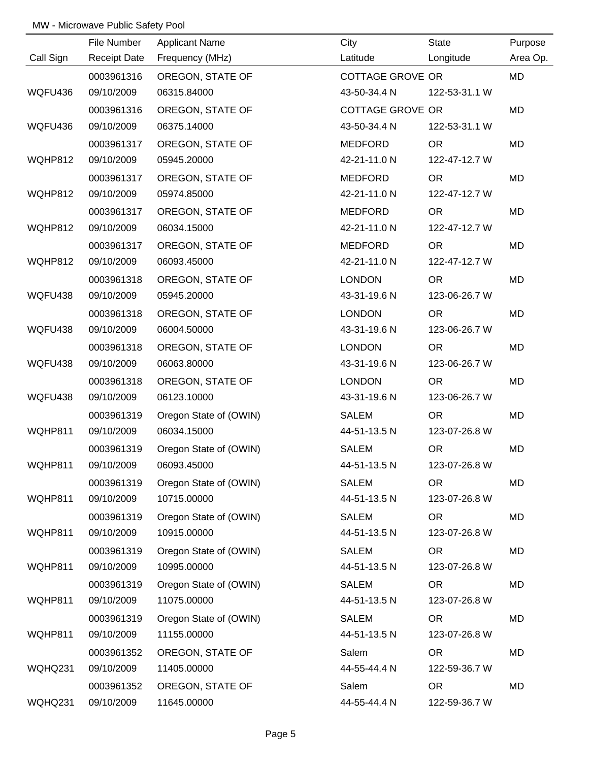MW - Microwave Public Safety Pool

| Call Sign | File Number<br>Receipt Date | Applicant Name<br>Frequency (MHz) | City<br>Latitude | State<br>Longitude | Purpose<br>Area Op. |
|---|---|---|---|---|---|
| WQFU436 | 0003961316<br>09/10/2009 | OREGON, STATE OF<br>06315.84000 | COTTAGE GROVE<br>43-50-34.4 N | OR<br>122-53-31.1 W | MD |
| WQFU436 | 0003961316<br>09/10/2009 | OREGON, STATE OF<br>06375.14000 | COTTAGE GROVE<br>43-50-34.4 N | OR<br>122-53-31.1 W | MD |
| WQHP812 | 0003961317<br>09/10/2009 | OREGON, STATE OF<br>05945.20000 | MEDFORD<br>42-21-11.0 N | OR<br>122-47-12.7 W | MD |
| WQHP812 | 0003961317<br>09/10/2009 | OREGON, STATE OF<br>05974.85000 | MEDFORD<br>42-21-11.0 N | OR<br>122-47-12.7 W | MD |
| WQHP812 | 0003961317<br>09/10/2009 | OREGON, STATE OF<br>06034.15000 | MEDFORD<br>42-21-11.0 N | OR<br>122-47-12.7 W | MD |
| WQHP812 | 0003961317<br>09/10/2009 | OREGON, STATE OF<br>06093.45000 | MEDFORD<br>42-21-11.0 N | OR<br>122-47-12.7 W | MD |
| WQFU438 | 0003961318<br>09/10/2009 | OREGON, STATE OF<br>05945.20000 | LONDON<br>43-31-19.6 N | OR<br>123-06-26.7 W | MD |
| WQFU438 | 0003961318<br>09/10/2009 | OREGON, STATE OF<br>06004.50000 | LONDON<br>43-31-19.6 N | OR<br>123-06-26.7 W | MD |
| WQFU438 | 0003961318<br>09/10/2009 | OREGON, STATE OF<br>06063.80000 | LONDON<br>43-31-19.6 N | OR<br>123-06-26.7 W | MD |
| WQFU438 | 0003961318<br>09/10/2009 | OREGON, STATE OF<br>06123.10000 | LONDON<br>43-31-19.6 N | OR<br>123-06-26.7 W | MD |
| WQHP811 | 0003961319<br>09/10/2009 | Oregon State of (OWIN)<br>06034.15000 | SALEM<br>44-51-13.5 N | OR<br>123-07-26.8 W | MD |
| WQHP811 | 0003961319<br>09/10/2009 | Oregon State of (OWIN)<br>06093.45000 | SALEM<br>44-51-13.5 N | OR<br>123-07-26.8 W | MD |
| WQHP811 | 0003961319<br>09/10/2009 | Oregon State of (OWIN)<br>10715.00000 | SALEM<br>44-51-13.5 N | OR<br>123-07-26.8 W | MD |
| WQHP811 | 0003961319<br>09/10/2009 | Oregon State of (OWIN)<br>10915.00000 | SALEM<br>44-51-13.5 N | OR<br>123-07-26.8 W | MD |
| WQHP811 | 0003961319<br>09/10/2009 | Oregon State of (OWIN)<br>10995.00000 | SALEM<br>44-51-13.5 N | OR<br>123-07-26.8 W | MD |
| WQHP811 | 0003961319<br>09/10/2009 | Oregon State of (OWIN)<br>11075.00000 | SALEM<br>44-51-13.5 N | OR<br>123-07-26.8 W | MD |
| WQHP811 | 0003961319<br>09/10/2009 | Oregon State of (OWIN)<br>11155.00000 | SALEM<br>44-51-13.5 N | OR<br>123-07-26.8 W | MD |
| WQHQ231 | 0003961352<br>09/10/2009 | OREGON, STATE OF<br>11405.00000 | Salem<br>44-55-44.4 N | OR<br>122-59-36.7 W | MD |
| WQHQ231 | 0003961352<br>09/10/2009 | OREGON, STATE OF<br>11645.00000 | Salem<br>44-55-44.4 N | OR<br>122-59-36.7 W | MD |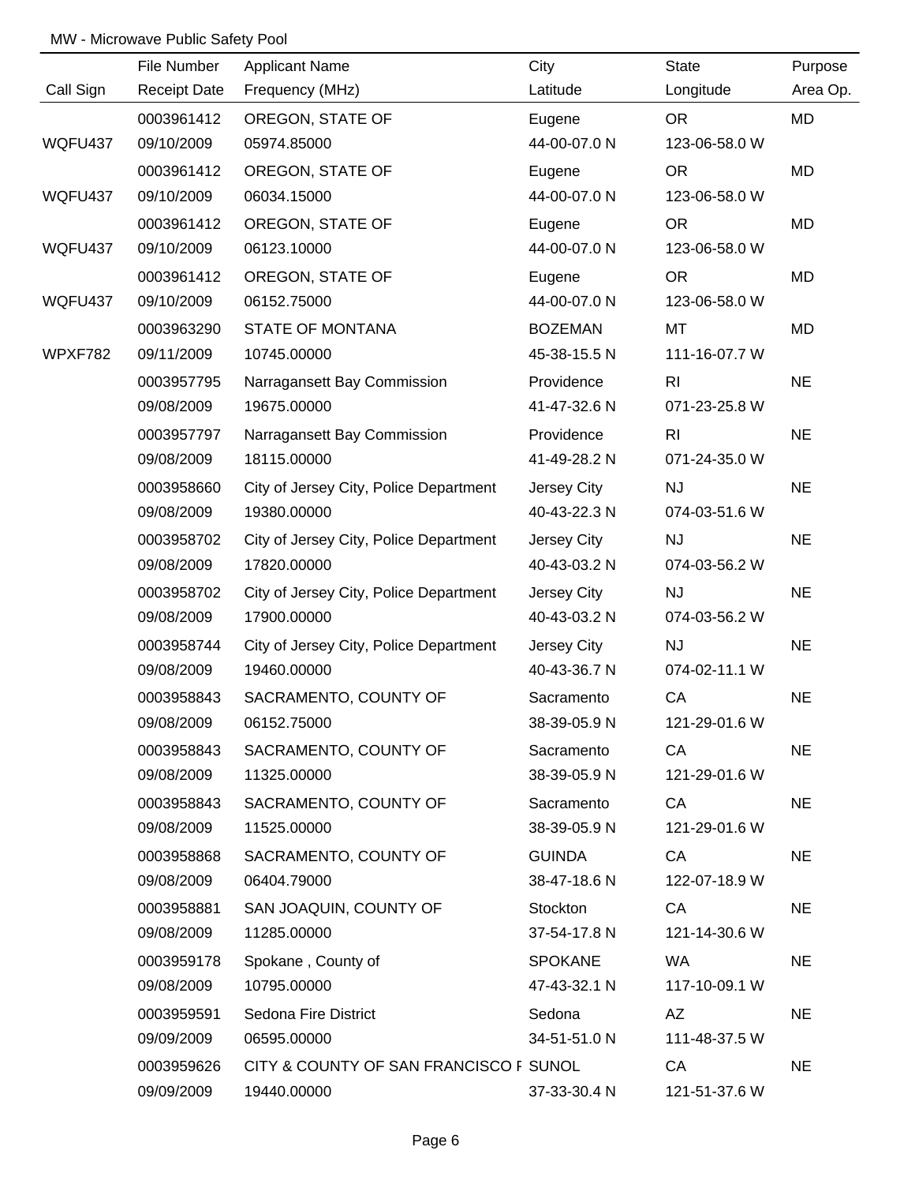MW - Microwave Public Safety Pool

| Call Sign | File Number<br>Receipt Date | Applicant Name<br>Frequency (MHz) | City<br>Latitude | State<br>Longitude | Purpose<br>Area Op. |
|---|---|---|---|---|---|
| WQFU437 | 0003961412<br>09/10/2009 | OREGON, STATE OF<br>05974.85000 | Eugene<br>44-00-07.0 N | OR<br>123-06-58.0 W | MD |
| WQFU437 | 0003961412<br>09/10/2009 | OREGON, STATE OF<br>06034.15000 | Eugene<br>44-00-07.0 N | OR<br>123-06-58.0 W | MD |
| WQFU437 | 0003961412<br>09/10/2009 | OREGON, STATE OF<br>06123.10000 | Eugene<br>44-00-07.0 N | OR<br>123-06-58.0 W | MD |
| WQFU437 | 0003961412<br>09/10/2009 | OREGON, STATE OF<br>06152.75000 | Eugene<br>44-00-07.0 N | OR<br>123-06-58.0 W | MD |
| WPXF782 | 0003963290<br>09/11/2009 | STATE OF MONTANA<br>10745.00000 | BOZEMAN<br>45-38-15.5 N | MT<br>111-16-07.7 W | MD |
| | 0003957795<br>09/08/2009 | Narragansett Bay Commission<br>19675.00000 | Providence<br>41-47-32.6 N | RI<br>071-23-25.8 W | NE |
| | 0003957797<br>09/08/2009 | Narragansett Bay Commission<br>18115.00000 | Providence<br>41-49-28.2 N | RI<br>071-24-35.0 W | NE |
| | 0003958660<br>09/08/2009 | City of Jersey City, Police Department<br>19380.00000 | Jersey City<br>40-43-22.3 N | NJ<br>074-03-51.6 W | NE |
| | 0003958702<br>09/08/2009 | City of Jersey City, Police Department<br>17820.00000 | Jersey City<br>40-43-03.2 N | NJ<br>074-03-56.2 W | NE |
| | 0003958702<br>09/08/2009 | City of Jersey City, Police Department<br>17900.00000 | Jersey City<br>40-43-03.2 N | NJ<br>074-03-56.2 W | NE |
| | 0003958744<br>09/08/2009 | City of Jersey City, Police Department<br>19460.00000 | Jersey City<br>40-43-36.7 N | NJ<br>074-02-11.1 W | NE |
| | 0003958843<br>09/08/2009 | SACRAMENTO, COUNTY OF<br>06152.75000 | Sacramento<br>38-39-05.9 N | CA<br>121-29-01.6 W | NE |
| | 0003958843<br>09/08/2009 | SACRAMENTO, COUNTY OF<br>11325.00000 | Sacramento<br>38-39-05.9 N | CA<br>121-29-01.6 W | NE |
| | 0003958843<br>09/08/2009 | SACRAMENTO, COUNTY OF<br>11525.00000 | Sacramento<br>38-39-05.9 N | CA<br>121-29-01.6 W | NE |
| | 0003958868<br>09/08/2009 | SACRAMENTO, COUNTY OF<br>06404.79000 | GUINDA<br>38-47-18.6 N | CA<br>122-07-18.9 W | NE |
| | 0003958881<br>09/08/2009 | SAN JOAQUIN, COUNTY OF<br>11285.00000 | Stockton<br>37-54-17.8 N | CA<br>121-14-30.6 W | NE |
| | 0003959178<br>09/08/2009 | Spokane , County of<br>10795.00000 | SPOKANE<br>47-43-32.1 N | WA<br>117-10-09.1 W | NE |
| | 0003959591<br>09/09/2009 | Sedona Fire District<br>06595.00000 | Sedona<br>34-51-51.0 N | AZ<br>111-48-37.5 W | NE |
| | 0003959626<br>09/09/2009 | CITY & COUNTY OF SAN FRANCISCO F<br>19440.00000 | SUNOL<br>37-33-30.4 N | CA<br>121-51-37.6 W | NE |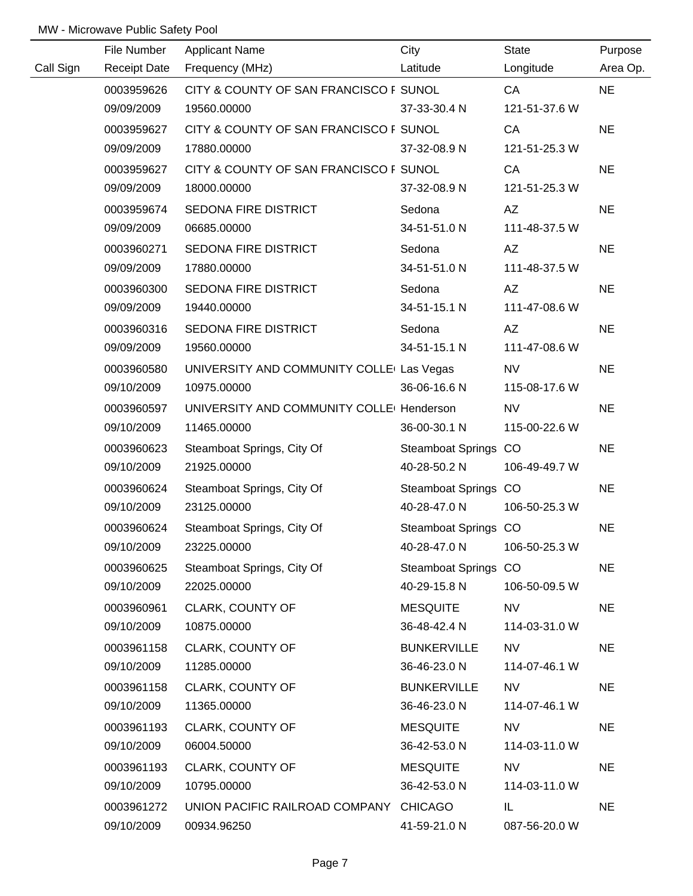MW - Microwave Public Safety Pool

| Call Sign | File Number / Receipt Date | Applicant Name / Frequency (MHz) | City / Latitude | State / Longitude | Purpose / Area Op. |
|---|---|---|---|---|---|
| | 0003959626 | CITY & COUNTY OF SAN FRANCISCO F | SUNOL | CA | NE |
| | 09/09/2009 | 19560.00000 | 37-33-30.4 N | 121-51-37.6 W | |
| | 0003959627 | CITY & COUNTY OF SAN FRANCISCO F | SUNOL | CA | NE |
| | 09/09/2009 | 17880.00000 | 37-32-08.9 N | 121-51-25.3 W | |
| | 0003959627 | CITY & COUNTY OF SAN FRANCISCO F | SUNOL | CA | NE |
| | 09/09/2009 | 18000.00000 | 37-32-08.9 N | 121-51-25.3 W | |
| | 0003959674 | SEDONA FIRE DISTRICT | Sedona | AZ | NE |
| | 09/09/2009 | 06685.00000 | 34-51-51.0 N | 111-48-37.5 W | |
| | 0003960271 | SEDONA FIRE DISTRICT | Sedona | AZ | NE |
| | 09/09/2009 | 17880.00000 | 34-51-51.0 N | 111-48-37.5 W | |
| | 0003960300 | SEDONA FIRE DISTRICT | Sedona | AZ | NE |
| | 09/09/2009 | 19440.00000 | 34-51-15.1 N | 111-47-08.6 W | |
| | 0003960316 | SEDONA FIRE DISTRICT | Sedona | AZ | NE |
| | 09/09/2009 | 19560.00000 | 34-51-15.1 N | 111-47-08.6 W | |
| | 0003960580 | UNIVERSITY AND COMMUNITY COLLE | Las Vegas | NV | NE |
| | 09/10/2009 | 10975.00000 | 36-06-16.6 N | 115-08-17.6 W | |
| | 0003960597 | UNIVERSITY AND COMMUNITY COLLE | Henderson | NV | NE |
| | 09/10/2009 | 11465.00000 | 36-00-30.1 N | 115-00-22.6 W | |
| | 0003960623 | Steamboat Springs, City Of | Steamboat Springs | CO | NE |
| | 09/10/2009 | 21925.00000 | 40-28-50.2 N | 106-49-49.7 W | |
| | 0003960624 | Steamboat Springs, City Of | Steamboat Springs | CO | NE |
| | 09/10/2009 | 23125.00000 | 40-28-47.0 N | 106-50-25.3 W | |
| | 0003960624 | Steamboat Springs, City Of | Steamboat Springs | CO | NE |
| | 09/10/2009 | 23225.00000 | 40-28-47.0 N | 106-50-25.3 W | |
| | 0003960625 | Steamboat Springs, City Of | Steamboat Springs | CO | NE |
| | 09/10/2009 | 22025.00000 | 40-29-15.8 N | 106-50-09.5 W | |
| | 0003960961 | CLARK, COUNTY OF | MESQUITE | NV | NE |
| | 09/10/2009 | 10875.00000 | 36-48-42.4 N | 114-03-31.0 W | |
| | 0003961158 | CLARK, COUNTY OF | BUNKERVILLE | NV | NE |
| | 09/10/2009 | 11285.00000 | 36-46-23.0 N | 114-07-46.1 W | |
| | 0003961158 | CLARK, COUNTY OF | BUNKERVILLE | NV | NE |
| | 09/10/2009 | 11365.00000 | 36-46-23.0 N | 114-07-46.1 W | |
| | 0003961193 | CLARK, COUNTY OF | MESQUITE | NV | NE |
| | 09/10/2009 | 06004.50000 | 36-42-53.0 N | 114-03-11.0 W | |
| | 0003961193 | CLARK, COUNTY OF | MESQUITE | NV | NE |
| | 09/10/2009 | 10795.00000 | 36-42-53.0 N | 114-03-11.0 W | |
| | 0003961272 | UNION PACIFIC RAILROAD COMPANY | CHICAGO | IL | NE |
| | 09/10/2009 | 00934.96250 | 41-59-21.0 N | 087-56-20.0 W | |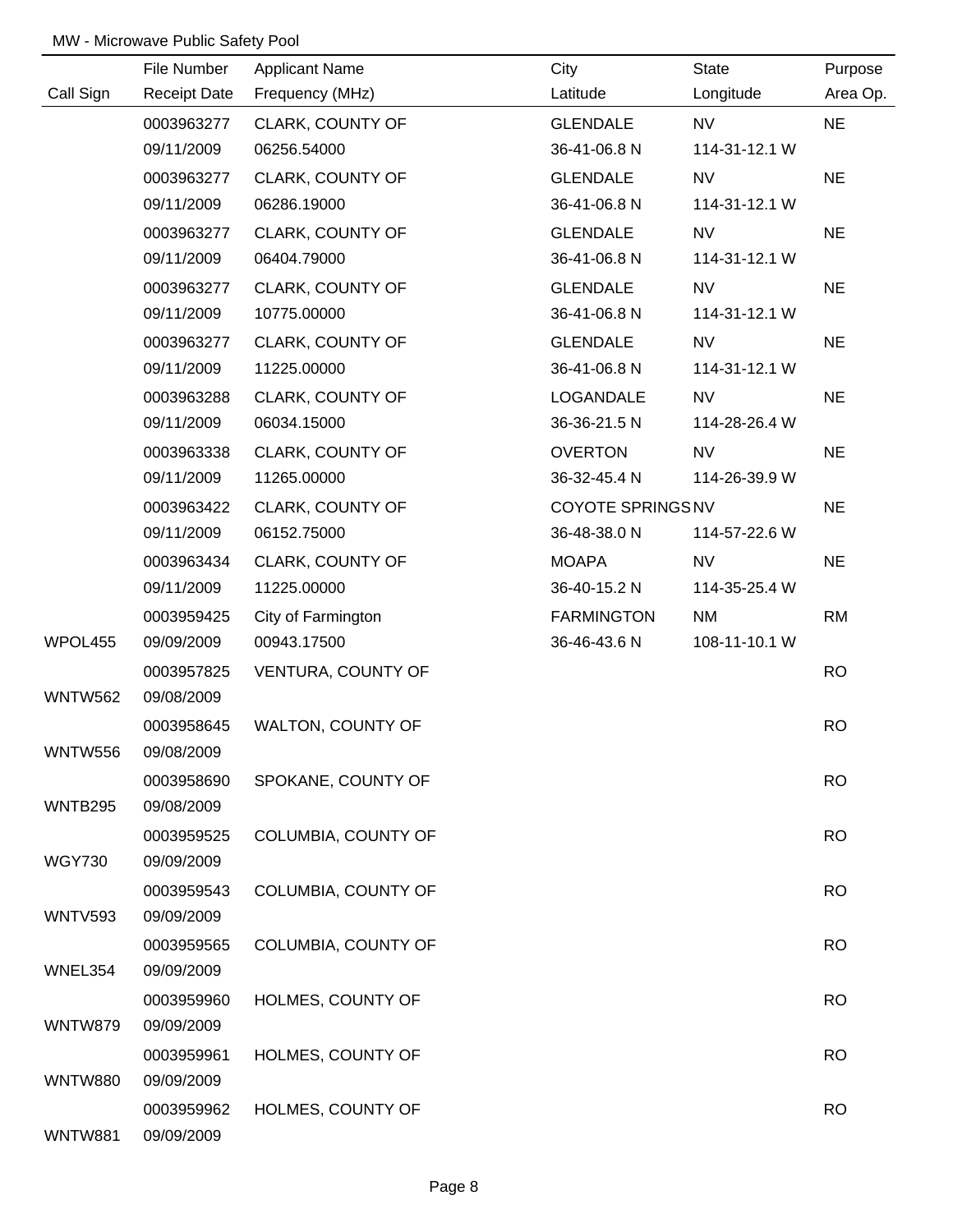MW - Microwave Public Safety Pool

| Call Sign | File Number / Receipt Date | Applicant Name / Frequency (MHz) | City / Latitude | State / Longitude | Purpose / Area Op. |
|---|---|---|---|---|---|
| | 0003963277 | CLARK, COUNTY OF | GLENDALE | NV | NE |
| | 09/11/2009 | 06256.54000 | 36-41-06.8 N | 114-31-12.1 W | |
| | 0003963277 | CLARK, COUNTY OF | GLENDALE | NV | NE |
| | 09/11/2009 | 06286.19000 | 36-41-06.8 N | 114-31-12.1 W | |
| | 0003963277 | CLARK, COUNTY OF | GLENDALE | NV | NE |
| | 09/11/2009 | 06404.79000 | 36-41-06.8 N | 114-31-12.1 W | |
| | 0003963277 | CLARK, COUNTY OF | GLENDALE | NV | NE |
| | 09/11/2009 | 10775.00000 | 36-41-06.8 N | 114-31-12.1 W | |
| | 0003963277 | CLARK, COUNTY OF | GLENDALE | NV | NE |
| | 09/11/2009 | 11225.00000 | 36-41-06.8 N | 114-31-12.1 W | |
| | 0003963288 | CLARK, COUNTY OF | LOGANDALE | NV | NE |
| | 09/11/2009 | 06034.15000 | 36-36-21.5 N | 114-28-26.4 W | |
| | 0003963338 | CLARK, COUNTY OF | OVERTON | NV | NE |
| | 09/11/2009 | 11265.00000 | 36-32-45.4 N | 114-26-39.9 W | |
| | 0003963422 | CLARK, COUNTY OF | COYOTE SPRINGS | NV | NE |
| | 09/11/2009 | 06152.75000 | 36-48-38.0 N | 114-57-22.6 W | |
| | 0003963434 | CLARK, COUNTY OF | MOAPA | NV | NE |
| | 09/11/2009 | 11225.00000 | 36-40-15.2 N | 114-35-25.4 W | |
| | 0003959425 | City of Farmington | FARMINGTON | NM | RM |
| WPOL455 | 09/09/2009 | 00943.17500 | 36-46-43.6 N | 108-11-10.1 W | |
| | 0003957825 | VENTURA, COUNTY OF | | | RO |
| WNTW562 | 09/08/2009 | | | | |
| | 0003958645 | WALTON, COUNTY OF | | | RO |
| WNTW556 | 09/08/2009 | | | | |
| | 0003958690 | SPOKANE, COUNTY OF | | | RO |
| WNTB295 | 09/08/2009 | | | | |
| | 0003959525 | COLUMBIA, COUNTY OF | | | RO |
| WGY730 | 09/09/2009 | | | | |
| | 0003959543 | COLUMBIA, COUNTY OF | | | RO |
| WNTV593 | 09/09/2009 | | | | |
| | 0003959565 | COLUMBIA, COUNTY OF | | | RO |
| WNEL354 | 09/09/2009 | | | | |
| | 0003959960 | HOLMES, COUNTY OF | | | RO |
| WNTW879 | 09/09/2009 | | | | |
| | 0003959961 | HOLMES, COUNTY OF | | | RO |
| WNTW880 | 09/09/2009 | | | | |
| | 0003959962 | HOLMES, COUNTY OF | | | RO |
| WNTW881 | 09/09/2009 | | | | |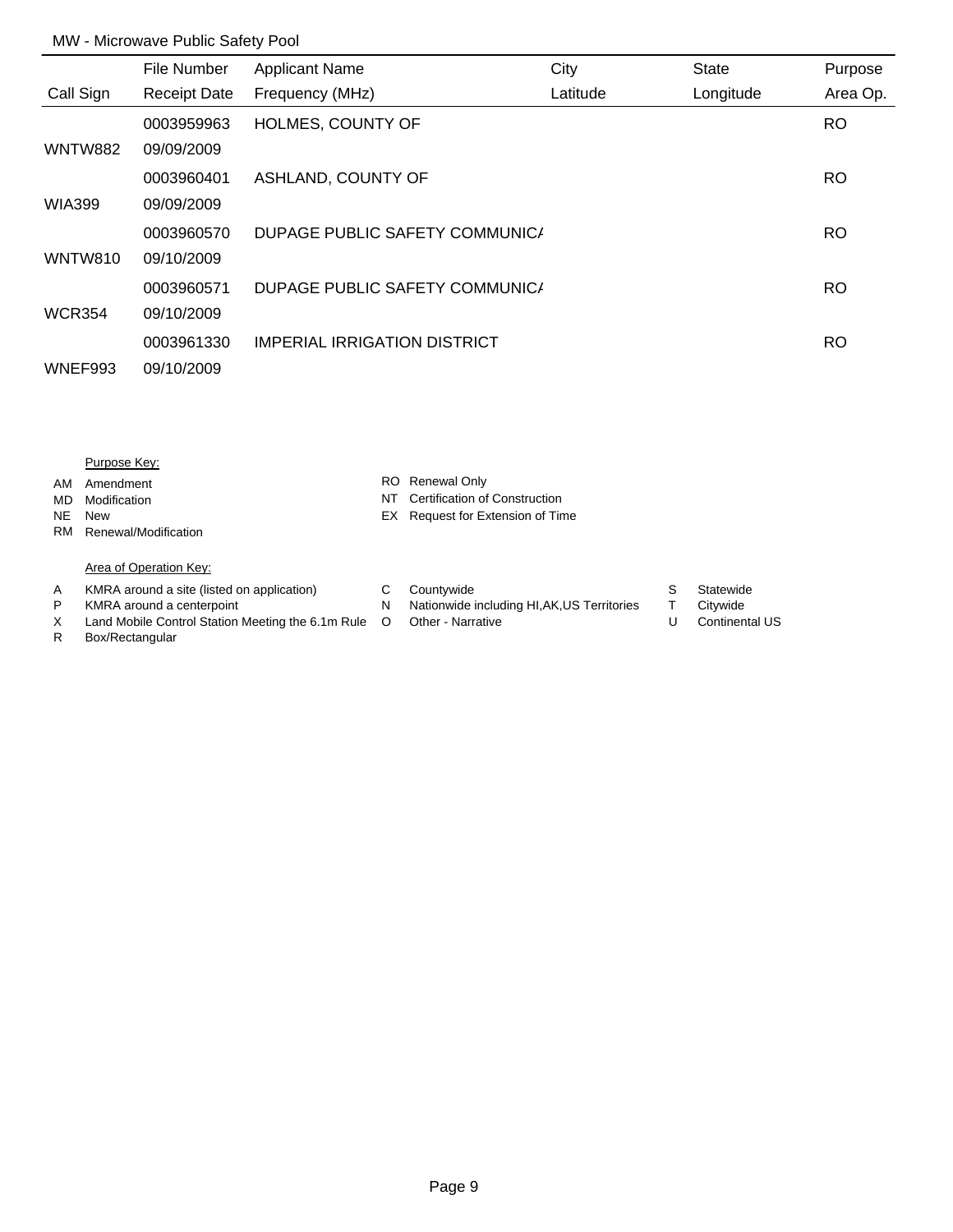MW - Microwave Public Safety Pool

| Call Sign | File Number / Receipt Date | Applicant Name / Frequency (MHz) | City / Latitude | State / Longitude | Purpose / Area Op. |
|---|---|---|---|---|---|
| WNTW882 | 0003959963 / 09/09/2009 | HOLMES, COUNTY OF | | | RO |
| WIA399 | 0003960401 / 09/09/2009 | ASHLAND, COUNTY OF | | | RO |
| WNTW810 | 0003960570 / 09/10/2009 | DUPAGE PUBLIC SAFETY COMMUNICA | | | RO |
| WCR354 | 0003960571 / 09/10/2009 | DUPAGE PUBLIC SAFETY COMMUNICA | | | RO |
| WNEF993 | 0003961330 / 09/10/2009 | IMPERIAL IRRIGATION DISTRICT | | | RO |

Purpose Key:

- AM Amendment
- MD Modification
- NE New
- RM Renewal/Modification
- RO Renewal Only
- NT Certification of Construction
- EX Request for Extension of Time

Area of Operation Key:

- A KMRA around a site (listed on application)
- P KMRA around a centerpoint
- X Land Mobile Control Station Meeting the 6.1m Rule
- R Box/Rectangular
- C Countywide
- N Nationwide including HI,AK,US Territories
- O Other - Narrative
- S Statewide
- T Citywide
- U Continental US